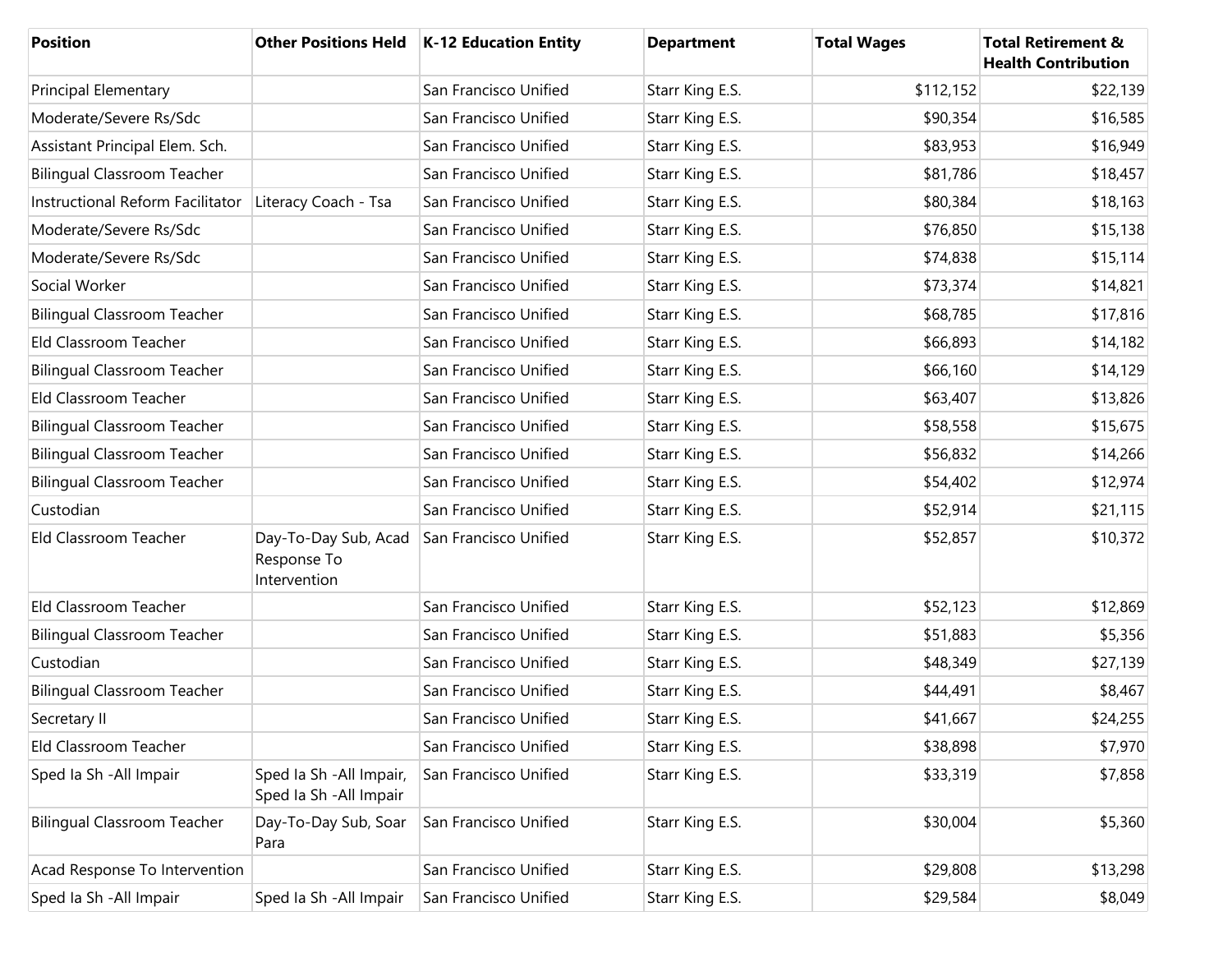| Position | Other Positions Held | K-12 Education Entity | Department | Total Wages | Total Retirement & Health Contribution |
|---|---|---|---|---|---|
| Principal Elementary | | San Francisco Unified | Starr King E.S. | $112,152 | $22,139 |
| Moderate/Severe Rs/Sdc | | San Francisco Unified | Starr King E.S. | $90,354 | $16,585 |
| Assistant Principal Elem. Sch. | | San Francisco Unified | Starr King E.S. | $83,953 | $16,949 |
| Bilingual Classroom Teacher | | San Francisco Unified | Starr King E.S. | $81,786 | $18,457 |
| Instructional Reform Facilitator | Literacy Coach - Tsa | San Francisco Unified | Starr King E.S. | $80,384 | $18,163 |
| Moderate/Severe Rs/Sdc | | San Francisco Unified | Starr King E.S. | $76,850 | $15,138 |
| Moderate/Severe Rs/Sdc | | San Francisco Unified | Starr King E.S. | $74,838 | $15,114 |
| Social Worker | | San Francisco Unified | Starr King E.S. | $73,374 | $14,821 |
| Bilingual Classroom Teacher | | San Francisco Unified | Starr King E.S. | $68,785 | $17,816 |
| Eld Classroom Teacher | | San Francisco Unified | Starr King E.S. | $66,893 | $14,182 |
| Bilingual Classroom Teacher | | San Francisco Unified | Starr King E.S. | $66,160 | $14,129 |
| Eld Classroom Teacher | | San Francisco Unified | Starr King E.S. | $63,407 | $13,826 |
| Bilingual Classroom Teacher | | San Francisco Unified | Starr King E.S. | $58,558 | $15,675 |
| Bilingual Classroom Teacher | | San Francisco Unified | Starr King E.S. | $56,832 | $14,266 |
| Bilingual Classroom Teacher | | San Francisco Unified | Starr King E.S. | $54,402 | $12,974 |
| Custodian | | San Francisco Unified | Starr King E.S. | $52,914 | $21,115 |
| Eld Classroom Teacher | Day-To-Day Sub, Acad Response To Intervention | San Francisco Unified | Starr King E.S. | $52,857 | $10,372 |
| Eld Classroom Teacher | | San Francisco Unified | Starr King E.S. | $52,123 | $12,869 |
| Bilingual Classroom Teacher | | San Francisco Unified | Starr King E.S. | $51,883 | $5,356 |
| Custodian | | San Francisco Unified | Starr King E.S. | $48,349 | $27,139 |
| Bilingual Classroom Teacher | | San Francisco Unified | Starr King E.S. | $44,491 | $8,467 |
| Secretary II | | San Francisco Unified | Starr King E.S. | $41,667 | $24,255 |
| Eld Classroom Teacher | | San Francisco Unified | Starr King E.S. | $38,898 | $7,970 |
| Sped Ia Sh -All Impair | Sped Ia Sh -All Impair, Sped Ia Sh -All Impair | San Francisco Unified | Starr King E.S. | $33,319 | $7,858 |
| Bilingual Classroom Teacher | Day-To-Day Sub, Soar Para | San Francisco Unified | Starr King E.S. | $30,004 | $5,360 |
| Acad Response To Intervention | | San Francisco Unified | Starr King E.S. | $29,808 | $13,298 |
| Sped Ia Sh -All Impair | Sped Ia Sh -All Impair | San Francisco Unified | Starr King E.S. | $29,584 | $8,049 |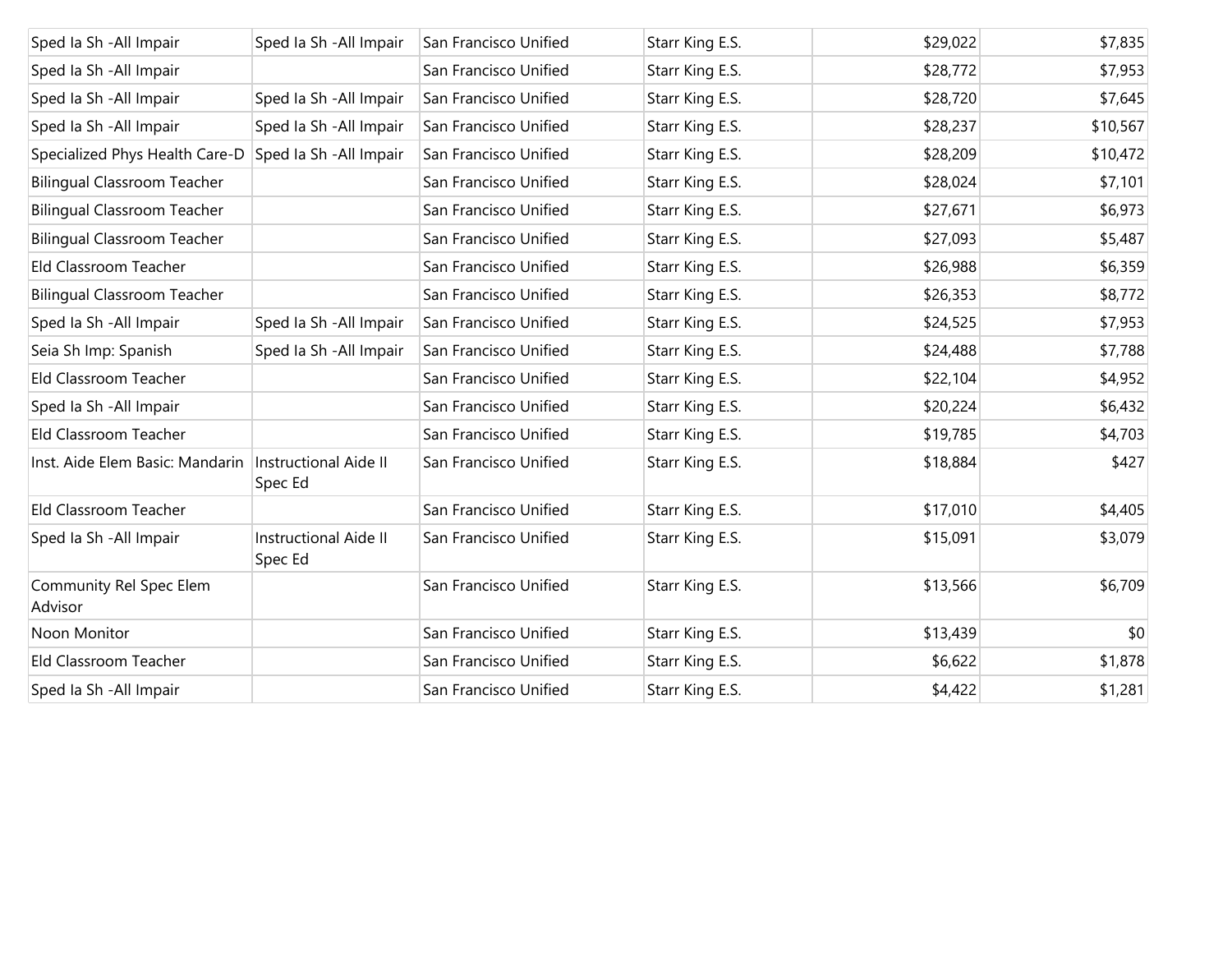| | | | | | |
|---|---|---|---|---|---|
| Sped Ia Sh -All Impair | Sped Ia Sh -All Impair | San Francisco Unified | Starr King E.S. | $29,022 | $7,835 |
| Sped Ia Sh -All Impair | | San Francisco Unified | Starr King E.S. | $28,772 | $7,953 |
| Sped Ia Sh -All Impair | Sped Ia Sh -All Impair | San Francisco Unified | Starr King E.S. | $28,720 | $7,645 |
| Sped Ia Sh -All Impair | Sped Ia Sh -All Impair | San Francisco Unified | Starr King E.S. | $28,237 | $10,567 |
| Specialized Phys Health Care-D | Sped Ia Sh -All Impair | San Francisco Unified | Starr King E.S. | $28,209 | $10,472 |
| Bilingual Classroom Teacher | | San Francisco Unified | Starr King E.S. | $28,024 | $7,101 |
| Bilingual Classroom Teacher | | San Francisco Unified | Starr King E.S. | $27,671 | $6,973 |
| Bilingual Classroom Teacher | | San Francisco Unified | Starr King E.S. | $27,093 | $5,487 |
| Eld Classroom Teacher | | San Francisco Unified | Starr King E.S. | $26,988 | $6,359 |
| Bilingual Classroom Teacher | | San Francisco Unified | Starr King E.S. | $26,353 | $8,772 |
| Sped Ia Sh -All Impair | Sped Ia Sh -All Impair | San Francisco Unified | Starr King E.S. | $24,525 | $7,953 |
| Seia Sh Imp: Spanish | Sped Ia Sh -All Impair | San Francisco Unified | Starr King E.S. | $24,488 | $7,788 |
| Eld Classroom Teacher | | San Francisco Unified | Starr King E.S. | $22,104 | $4,952 |
| Sped Ia Sh -All Impair | | San Francisco Unified | Starr King E.S. | $20,224 | $6,432 |
| Eld Classroom Teacher | | San Francisco Unified | Starr King E.S. | $19,785 | $4,703 |
| Inst. Aide Elem Basic: Mandarin | Instructional Aide II Spec Ed | San Francisco Unified | Starr King E.S. | $18,884 | $427 |
| Eld Classroom Teacher | | San Francisco Unified | Starr King E.S. | $17,010 | $4,405 |
| Sped Ia Sh -All Impair | Instructional Aide II Spec Ed | San Francisco Unified | Starr King E.S. | $15,091 | $3,079 |
| Community Rel Spec Elem Advisor | | San Francisco Unified | Starr King E.S. | $13,566 | $6,709 |
| Noon Monitor | | San Francisco Unified | Starr King E.S. | $13,439 | $0 |
| Eld Classroom Teacher | | San Francisco Unified | Starr King E.S. | $6,622 | $1,878 |
| Sped Ia Sh -All Impair | | San Francisco Unified | Starr King E.S. | $4,422 | $1,281 |